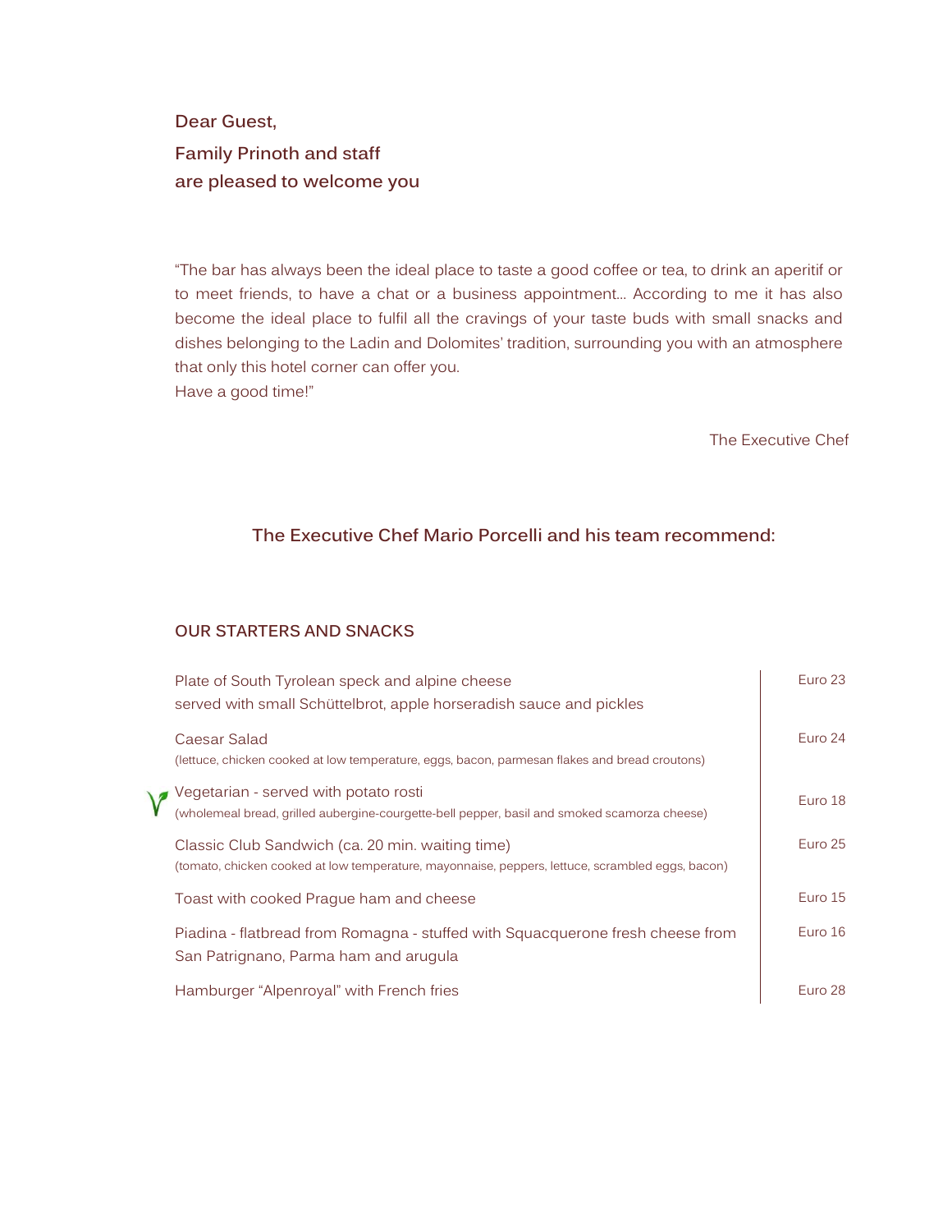**Dear Guest,**

**Family Prinoth and staff**
**are pleased to welcome you**

"The bar has always been the ideal place to taste a good coffee or tea, to drink an aperitif or to meet friends, to have a chat or a business appointment… According to me it has also become the ideal place to fulfil all the cravings of your taste buds with small snacks and dishes belonging to the Ladin and Dolomites' tradition, surrounding you with an atmosphere that only this hotel corner can offer you.
Have a good time!"

The Executive Chef

## The Executive Chef Mario Porcelli and his team recommend:

### OUR STARTERS AND SNACKS

| Dish | Price |
|---|---|
| Plate of South Tyrolean speck and alpine cheese<br>served with small Schüttelbrot, apple horseradish sauce and pickles | Euro 23 |
| Caesar Salad<br>(lettuce, chicken cooked at low temperature, eggs, bacon, parmesan flakes and bread croutons) | Euro 24 |
| Vegetarian - served with potato rosti<br>(wholemeal bread, grilled aubergine-courgette-bell pepper, basil and smoked scamorza cheese) | Euro 18 |
| Classic Club Sandwich (ca. 20 min. waiting time)<br>(tomato, chicken cooked at low temperature, mayonnaise, peppers, lettuce, scrambled eggs, bacon) | Euro 25 |
| Toast with cooked Prague ham and cheese | Euro 15 |
| Piadina - flatbread from Romagna - stuffed with Squacquerone fresh cheese from San Patrignano, Parma ham and arugula | Euro 16 |
| Hamburger "Alpenroyal" with French fries | Euro 28 |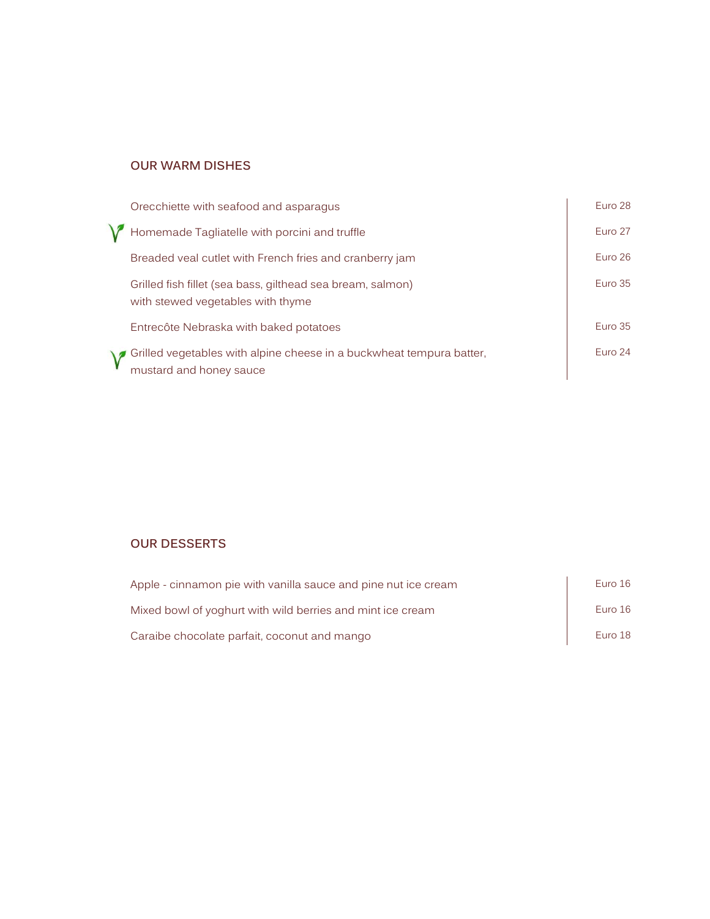## OUR WARM DISHES

| | |
|---|---|
| Orecchiette with seafood and asparagus | Euro 28 |
| Homemade Tagliatelle with porcini and truffle | Euro 27 |
| Breaded veal cutlet with French fries and cranberry jam | Euro 26 |
| Grilled fish fillet (sea bass, gilthead sea bream, salmon) with stewed vegetables with thyme | Euro 35 |
| Entrecôte Nebraska with baked potatoes | Euro 35 |
| Grilled vegetables with alpine cheese in a buckwheat tempura batter, mustard and honey sauce | Euro 24 |

## OUR DESSERTS

| | |
|---|---|
| Apple - cinnamon pie with vanilla sauce and pine nut ice cream | Euro 16 |
| Mixed bowl of yoghurt with wild berries and mint ice cream | Euro 16 |
| Caraibe chocolate parfait, coconut and mango | Euro 18 |